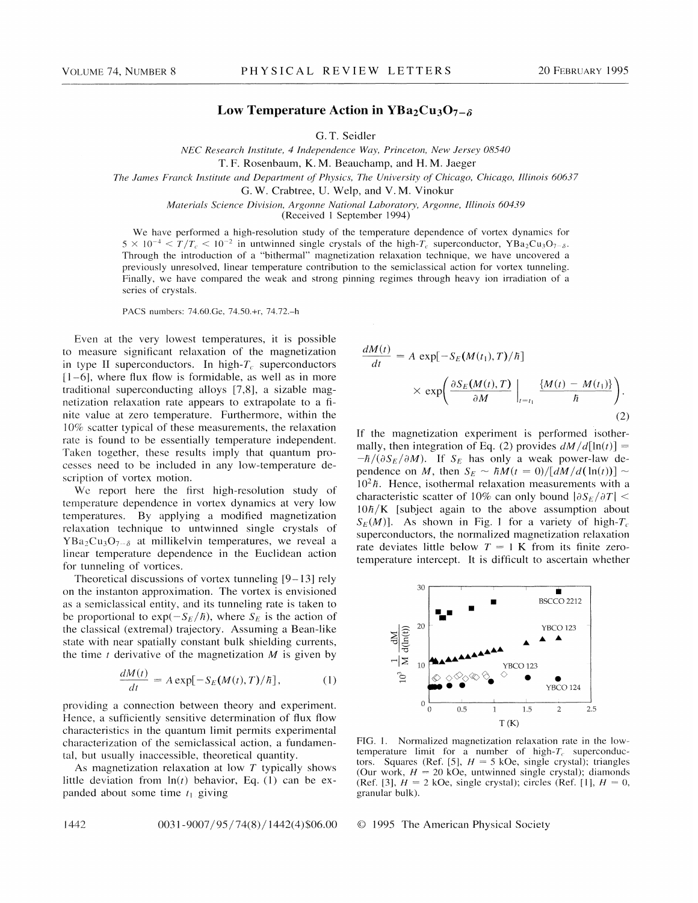# Low Temperature Action in $YBa_2Cu_3O_{7-\delta}$

G. T. Seidler

*NEC Research Institute, 4 Independence Way, Princeton, New Jersey 08540*

T. F. Rosenbaum, K. M. Beauchamp, and H. M. Jaeger

*The James Franck Institute and Department of Physics, The University of Chicago, Chicago, Illinois 60637*

G. W. Crabtree, U. Welp, and V. M. Vinokur

*Materials Science Division, Argonne National Laboratory, Argonne, Illinois 60439*

(Received 1 September 1994)

We have performed a high-resolution study of the temperature dependence of vortex dynamics for $5 \times 10^{-4} < T/T_c < 10^{-2}$ in untwinned single crystals of the high-$T_c$ superconductor, $YBa_2Cu_3O_{7-\delta}$. Through the introduction of a "bithermal" magnetization relaxation technique, we have uncovered a previously unresolved, linear temperature contribution to the semiclassical action for vortex tunneling. Finally, we have compared the weak and strong pinning regimes through heavy ion irradiation of a series of crystals.

PACS numbers: 74.60.Ge, 74.50.+r, 74.72.–h

Even at the very lowest temperatures, it is possible to measure significant relaxation of the magnetization in type II superconductors. In high-$T_c$ superconductors [1–6], where flux flow is formidable, as well as in more traditional superconducting alloys [7,8], a sizable magnetization relaxation rate appears to extrapolate to a finite value at zero temperature. Furthermore, within the 10% scatter typical of these measurements, the relaxation rate is found to be essentially temperature independent. Taken together, these results imply that quantum processes need to be included in any low-temperature description of vortex motion.

We report here the first high-resolution study of temperature dependence in vortex dynamics at very low temperatures. By applying a modified magnetization relaxation technique to untwinned single crystals of $YBa_2Cu_3O_{7-\delta}$ at millikelvin temperatures, we reveal a linear temperature dependence in the Euclidean action for tunneling of vortices.

Theoretical discussions of vortex tunneling [9–13] rely on the instanton approximation. The vortex is envisioned as a semiclassical entity, and its tunneling rate is taken to be proportional to $\exp(-S_E/\hbar)$, where $S_E$ is the action of the classical (extremal) trajectory. Assuming a Bean-like state with near spatially constant bulk shielding currents, the time $t$ derivative of the magnetization $M$ is given by

$$\frac{dM(t)}{dt} = A \exp[-S_E(M(t), T)/\hbar], \tag{1}$$

providing a connection between theory and experiment. Hence, a sufficiently sensitive determination of flux flow characteristics in the quantum limit permits experimental characterization of the semiclassical action, a fundamental, but usually inaccessible, theoretical quantity.

As magnetization relaxation at low $T$ typically shows little deviation from $\ln(t)$ behavior, Eq. (1) can be expanded about some time $t_1$ giving

$$\frac{dM(t)}{dt} = A \exp[-S_E(M(t_1), T)/\hbar] \times \exp\left( \frac{\partial S_E(M(t), T)}{\partial M} \bigg|_{t=t_1} \frac{\{M(t) - M(t_1)\}}{\hbar} \right). \tag{2}$$

If the magnetization experiment is performed isothermally, then integration of Eq. (2) provides $dM/d[\ln(t)] = -\hbar/(\partial S_E/\partial M)$. If $S_E$ has only a weak power-law dependence on $M$, then $S_E \sim \hbar M(t=0)/[dM/d(\ln(t))] \sim 10^2 \hbar$. Hence, isothermal relaxation measurements with a characteristic scatter of 10% can only bound $|\partial S_E/\partial T| < 10\hbar/\mathrm{K}$ [subject again to the above assumption about $S_E(M)$]. As shown in Fig. 1 for a variety of high-$T_c$ superconductors, the normalized magnetization relaxation rate deviates little below $T = 1$ K from its finite zero-temperature intercept. It is difficult to ascertain whether

FIG. 1. Normalized magnetization relaxation rate in the low-temperature limit for a number of high-$T_c$ superconductors. Squares (Ref. [5], $H = 5$ kOe, single crystal); triangles (Our work, $H = 20$ kOe, untwinned single crystal); diamonds (Ref. [3], $H = 2$ kOe, single crystal); circles (Ref. [1], $H = 0$, granular bulk).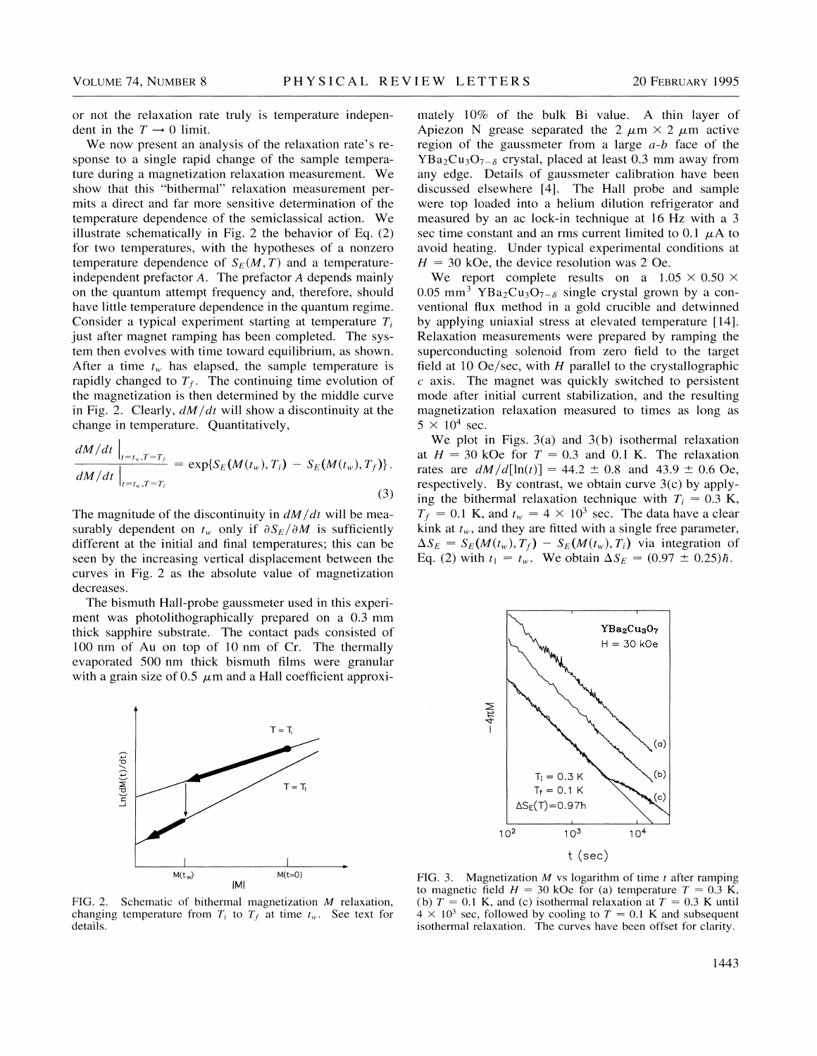or not the relaxation rate truly is temperature independent in the $T \rightarrow 0$ limit.

We now present an analysis of the relaxation rate's response to a single rapid change of the sample temperature during a magnetization relaxation measurement. We show that this "bithermal" relaxation measurement permits a direct and far more sensitive determination of the temperature dependence of the semiclassical action. We illustrate schematically in Fig. 2 the behavior of Eq. (2) for two temperatures, with the hypotheses of a nonzero temperature dependence of $S_E(M,T)$ and a temperature-independent prefactor $A$. The prefactor $A$ depends mainly on the quantum attempt frequency and, therefore, should have little temperature dependence in the quantum regime. Consider a typical experiment starting at temperature $T_i$ just after magnet ramping has been completed. The system then evolves with time toward equilibrium, as shown. After a time $t_w$ has elapsed, the sample temperature is rapidly changed to $T_f$. The continuing time evolution of the magnetization is then determined by the middle curve in Fig. 2. Clearly, $dM/dt$ will show a discontinuity at the change in temperature. Quantitatively,

$$\frac{dM/dt\big|_{t=t_w,T=T_f}}{dM/dt\big|_{t=t_w,T=T_i}} = \exp\{S_E(M(t_w),T_i) - S_E(M(t_w),T_f)\}. \tag{3}$$

The magnitude of the discontinuity in $dM/dt$ will be measurably dependent on $t_w$ only if $\partial S_E/\partial M$ is sufficiently different at the initial and final temperatures; this can be seen by the increasing vertical displacement between the curves in Fig. 2 as the absolute value of magnetization decreases.

The bismuth Hall-probe gaussmeter used in this experiment was photolithographically prepared on a 0.3 mm thick sapphire substrate. The contact pads consisted of 100 nm of Au on top of 10 nm of Cr. The thermally evaporated 500 nm thick bismuth films were granular with a grain size of 0.5 $\mu$m and a Hall coefficient approximately 10% of the bulk Bi value. A thin layer of Apiezon N grease separated the 2 $\mu$m $\times$ 2 $\mu$m active region of the gaussmeter from a large $a$-$b$ face of the $YBa_2Cu_3O_{7-\delta}$ crystal, placed at least 0.3 mm away from any edge. Details of gaussmeter calibration have been discussed elsewhere [4]. The Hall probe and sample were top loaded into a helium dilution refrigerator and measured by an ac lock-in technique at 16 Hz with a 3 sec time constant and an rms current limited to 0.1 $\mu$A to avoid heating. Under typical experimental conditions at $H = 30$ kOe, the device resolution was 2 Oe.

We report complete results on a $1.05 \times 0.50 \times 0.05$ mm$^3$ $YBa_2Cu_3O_{7-\delta}$ single crystal grown by a conventional flux method in a gold crucible and detwinned by applying uniaxial stress at elevated temperature [14]. Relaxation measurements were prepared by ramping the superconducting solenoid from zero field to the target field at 10 Oe/sec, with $H$ parallel to the crystallographic $c$ axis. The magnet was quickly switched to persistent mode after initial current stabilization, and the resulting magnetization relaxation measured to times as long as $5 \times 10^4$ sec.

We plot in Figs. 3(a) and 3(b) isothermal relaxation at $H = 30$ kOe for $T = 0.3$ and 0.1 K. The relaxation rates are $dM/d[\ln(t)] = 44.2 \pm 0.8$ and $43.9 \pm 0.6$ Oe, respectively. By contrast, we obtain curve 3(c) by applying the bithermal relaxation technique with $T_i = 0.3$ K, $T_f = 0.1$ K, and $t_w = 4 \times 10^3$ sec. The data have a clear kink at $t_w$, and they are fitted with a single free parameter, $\Delta S_E = S_E(M(t_w),T_f) - S_E(M(t_w),T_i)$ via integration of Eq. (2) with $t_1 = t_w$. We obtain $\Delta S_E = (0.97 \pm 0.25)\hbar$.

FIG. 2. Schematic of bithermal magnetization $M$ relaxation, changing temperature from $T_i$ to $T_f$ at time $t_w$. See text for details.

FIG. 3. Magnetization $M$ vs logarithm of time $t$ after ramping to magnetic field $H = 30$ kOe for (a) temperature $T = 0.3$ K, (b) $T = 0.1$ K, and (c) isothermal relaxation at $T = 0.3$ K until $4 \times 10^3$ sec, followed by cooling to $T = 0.1$ K and subsequent isothermal relaxation. The curves have been offset for clarity.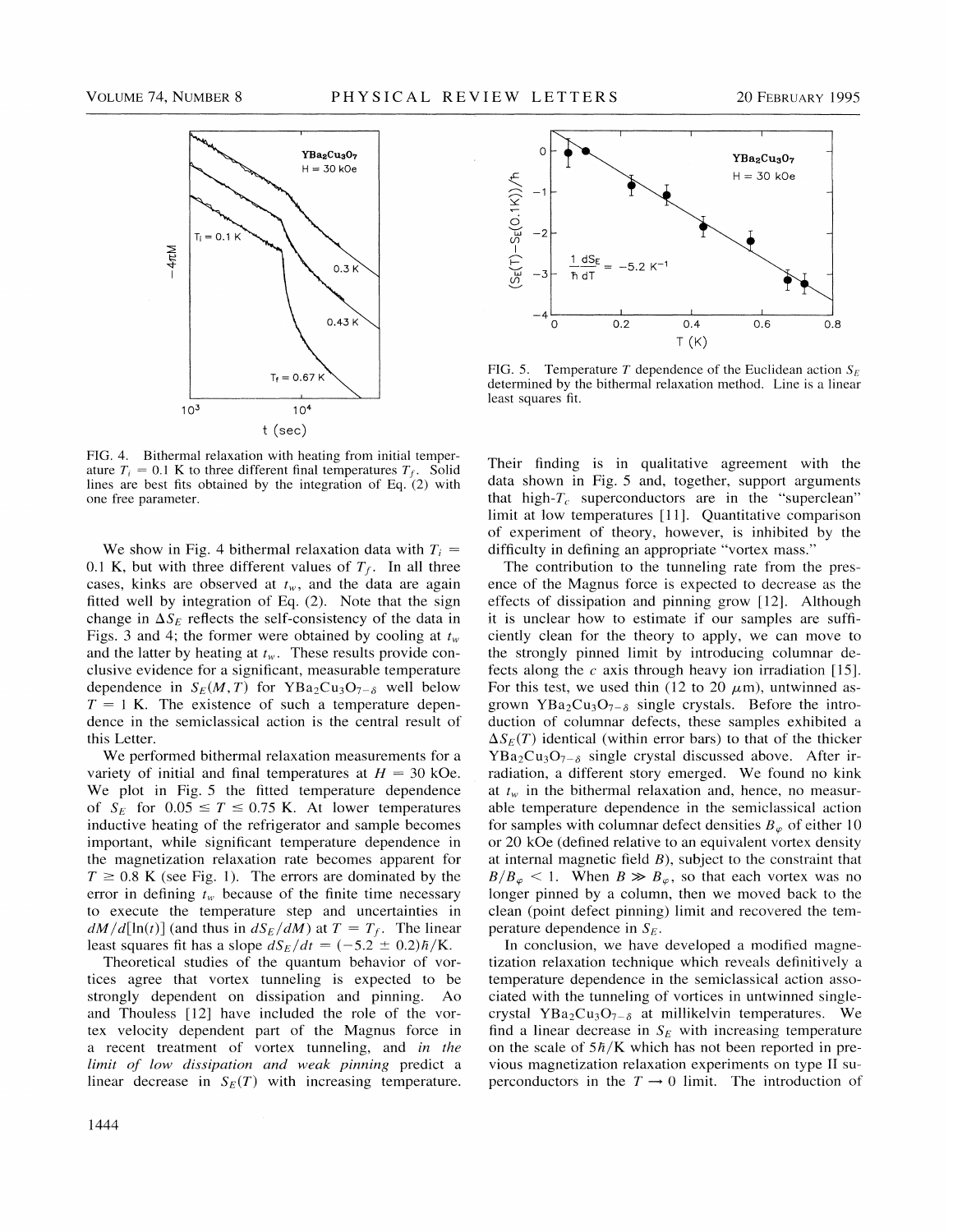FIG. 4. Bithermal relaxation with heating from initial temperature $T_i = 0.1$ K to three different final temperatures $T_f$. Solid lines are best fits obtained by the integration of Eq. (2) with one free parameter.

FIG. 5. Temperature $T$ dependence of the Euclidean action $S_E$ determined by the bithermal relaxation method. Line is a linear least squares fit.

We show in Fig. 4 bithermal relaxation data with $T_i = 0.1$ K, but with three different values of $T_f$. In all three cases, kinks are observed at $t_w$, and the data are again fitted well by integration of Eq. (2). Note that the sign change in $\Delta S_E$ reflects the self-consistency of the data in Figs. 3 and 4; the former were obtained by cooling at $t_w$ and the latter by heating at $t_w$. These results provide conclusive evidence for a significant, measurable temperature dependence in $S_E(M, T)$ for $YBa_2Cu_3O_{7-\delta}$ well below $T = 1$ K. The existence of such a temperature dependence in the semiclassical action is the central result of this Letter.

We performed bithermal relaxation measurements for a variety of initial and final temperatures at $H = 30$ kOe. We plot in Fig. 5 the fitted temperature dependence of $S_E$ for $0.05 \leq T \leq 0.75$ K. At lower temperatures inductive heating of the refrigerator and sample becomes important, while significant temperature dependence in the magnetization relaxation rate becomes apparent for $T \geq 0.8$ K (see Fig. 1). The errors are dominated by the error in defining $t_w$ because of the finite time necessary to execute the temperature step and uncertainties in $dM/d[\ln(t)]$ (and thus in $dS_E/dM$) at $T = T_f$. The linear least squares fit has a slope $dS_E/dt = (-5.2 \pm 0.2)\hbar/\mathrm{K}$.

Theoretical studies of the quantum behavior of vortices agree that vortex tunneling is expected to be strongly dependent on dissipation and pinning. Ao and Thouless [12] have included the role of the vortex velocity dependent part of the Magnus force in a recent treatment of vortex tunneling, and *in the limit of low dissipation and weak pinning* predict a linear decrease in $S_E(T)$ with increasing temperature. Their finding is in qualitative agreement with the data shown in Fig. 5 and, together, support arguments that high-$T_c$ superconductors are in the "superclean" limit at low temperatures [11]. Quantitative comparison of experiment of theory, however, is inhibited by the difficulty in defining an appropriate "vortex mass."

The contribution to the tunneling rate from the presence of the Magnus force is expected to decrease as the effects of dissipation and pinning grow [12]. Although it is unclear how to estimate if our samples are sufficiently clean for the theory to apply, we can move to the strongly pinned limit by introducing columnar defects along the $c$ axis through heavy ion irradiation [15]. For this test, we used thin (12 to 20 $\mu$m), untwinned as-grown $YBa_2Cu_3O_{7-\delta}$ single crystals. Before the introduction of columnar defects, these samples exhibited a $\Delta S_E(T)$ identical (within error bars) to that of the thicker $YBa_2Cu_3O_{7-\delta}$ single crystal discussed above. After irradiation, a different story emerged. We found no kink at $t_w$ in the bithermal relaxation and, hence, no measurable temperature dependence in the semiclassical action for samples with columnar defect densities $B_\varphi$ of either 10 or 20 kOe (defined relative to an equivalent vortex density at internal magnetic field $B$), subject to the constraint that $B/B_\varphi < 1$. When $B \gg B_\varphi$, so that each vortex was no longer pinned by a column, then we moved back to the clean (point defect pinning) limit and recovered the temperature dependence in $S_E$.

In conclusion, we have developed a modified magnetization relaxation technique which reveals definitively a temperature dependence in the semiclassical action associated with the tunneling of vortices in untwinned single-crystal $YBa_2Cu_3O_{7-\delta}$ at millikelvin temperatures. We find a linear decrease in $S_E$ with increasing temperature on the scale of $5\hbar/\mathrm{K}$ which has not been reported in previous magnetization relaxation experiments on type II superconductors in the $T \rightarrow 0$ limit. The introduction of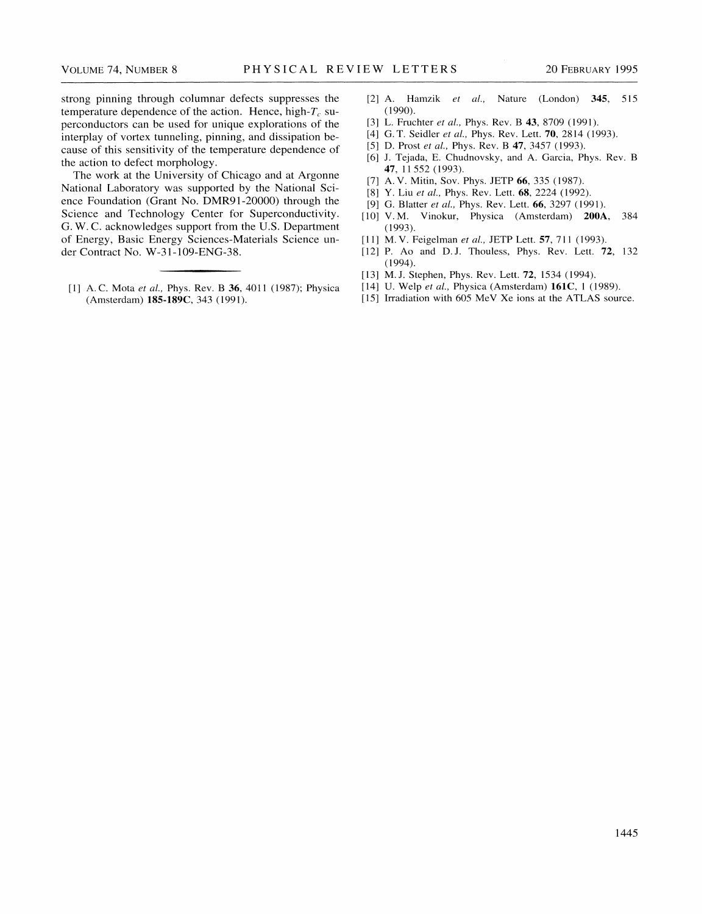strong pinning through columnar defects suppresses the temperature dependence of the action. Hence, high-$T_c$ superconductors can be used for unique explorations of the interplay of vortex tunneling, pinning, and dissipation because of this sensitivity of the temperature dependence of the action to defect morphology.

The work at the University of Chicago and at Argonne National Laboratory was supported by the National Science Foundation (Grant No. DMR91-20000) through the Science and Technology Center for Superconductivity. G. W. C. acknowledges support from the U.S. Department of Energy, Basic Energy Sciences-Materials Science under Contract No. W-31-109-ENG-38.

---

[1] A. C. Mota *et al.,* Phys. Rev. B **36**, 4011 (1987); Physica (Amsterdam) **185-189C**, 343 (1991).

[2] A. Hamzik *et al.,* Nature (London) **345**, 515 (1990).

[3] L. Fruchter *et al.,* Phys. Rev. B **43**, 8709 (1991).

[4] G. T. Seidler *et al.,* Phys. Rev. Lett. **70**, 2814 (1993).

[5] D. Prost *et al.,* Phys. Rev. B **47**, 3457 (1993).

[6] J. Tejada, E. Chudnovsky, and A. Garcia, Phys. Rev. B **47**, 11 552 (1993).

[7] A. V. Mitin, Sov. Phys. JETP **66**, 335 (1987).

[8] Y. Liu *et al.,* Phys. Rev. Lett. **68**, 2224 (1992).

[9] G. Blatter *et al.,* Phys. Rev. Lett. **66**, 3297 (1991).

[10] V. M. Vinokur, Physica (Amsterdam) **200A**, 384 (1993).

[11] M. V. Feigelman *et al.,* JETP Lett. **57**, 711 (1993).

[12] P. Ao and D. J. Thouless, Phys. Rev. Lett. **72**, 132 (1994).

[13] M. J. Stephen, Phys. Rev. Lett. **72**, 1534 (1994).

[14] U. Welp *et al.,* Physica (Amsterdam) **161C**, 1 (1989).

[15] Irradiation with 605 MeV Xe ions at the ATLAS source.